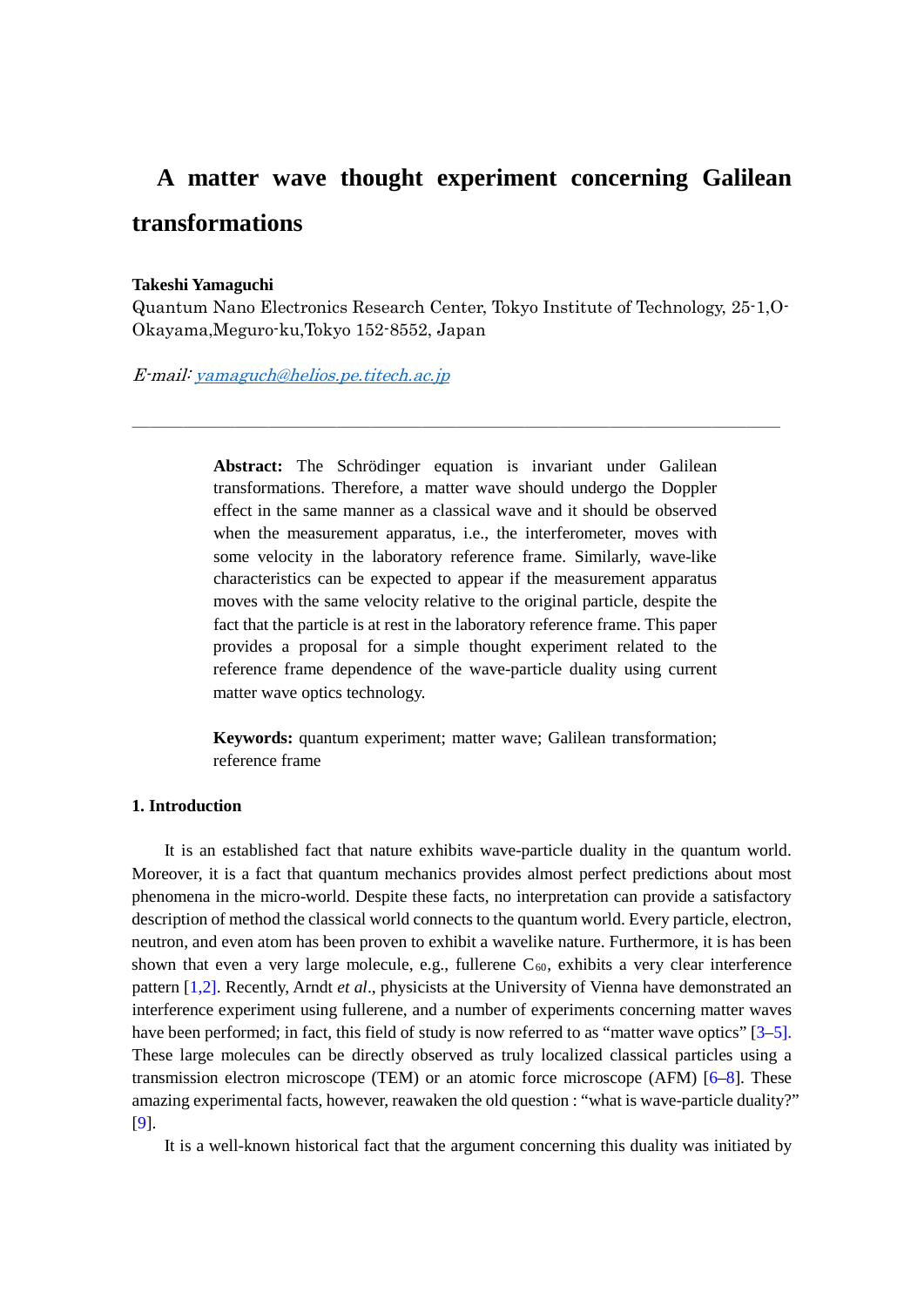# A matter wave thought experiment concerning Galilean transformations

**Takeshi Yamaguchi**

Quantum Nano Electronics Research Center, Tokyo Institute of Technology, 25-1,O-Okayama,Meguro-ku,Tokyo 152-8552, Japan

*E-mail:* yamaguch@helios.pe.titech.ac.jp

---

**Abstract:** The Schrödinger equation is invariant under Galilean transformations. Therefore, a matter wave should undergo the Doppler effect in the same manner as a classical wave and it should be observed when the measurement apparatus, i.e., the interferometer, moves with some velocity in the laboratory reference frame. Similarly, wave-like characteristics can be expected to appear if the measurement apparatus moves with the same velocity relative to the original particle, despite the fact that the particle is at rest in the laboratory reference frame. This paper provides a proposal for a simple thought experiment related to the reference frame dependence of the wave-particle duality using current matter wave optics technology.

**Keywords:** quantum experiment; matter wave; Galilean transformation; reference frame

## 1. Introduction

It is an established fact that nature exhibits wave-particle duality in the quantum world. Moreover, it is a fact that quantum mechanics provides almost perfect predictions about most phenomena in the micro-world. Despite these facts, no interpretation can provide a satisfactory description of method the classical world connects to the quantum world. Every particle, electron, neutron, and even atom has been proven to exhibit a wavelike nature. Furthermore, it is has been shown that even a very large molecule, e.g., fullerene $C_{60}$, exhibits a very clear interference pattern [1,2]. Recently, Arndt *et al*., physicists at the University of Vienna have demonstrated an interference experiment using fullerene, and a number of experiments concerning matter waves have been performed; in fact, this field of study is now referred to as "matter wave optics" [3–5]. These large molecules can be directly observed as truly localized classical particles using a transmission electron microscope (TEM) or an atomic force microscope (AFM) [6–8]. These amazing experimental facts, however, reawaken the old question : "what is wave-particle duality?" [9].

It is a well-known historical fact that the argument concerning this duality was initiated by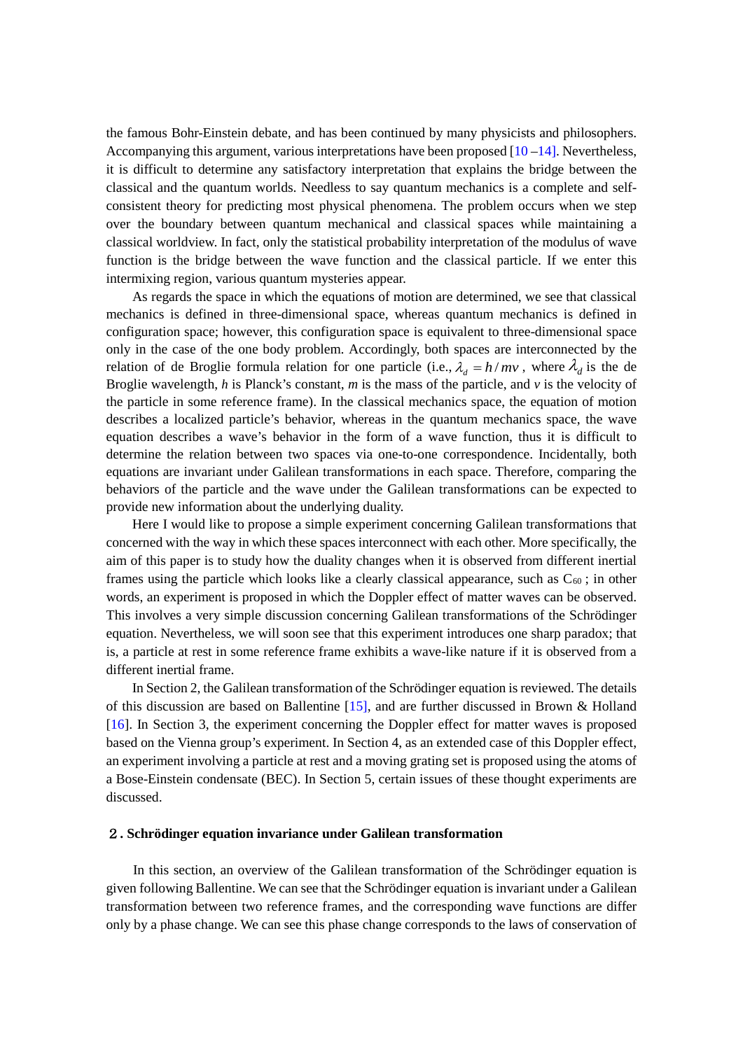the famous Bohr-Einstein debate, and has been continued by many physicists and philosophers. Accompanying this argument, various interpretations have been proposed [10 –14]. Nevertheless, it is difficult to determine any satisfactory interpretation that explains the bridge between the classical and the quantum worlds. Needless to say quantum mechanics is a complete and self-consistent theory for predicting most physical phenomena. The problem occurs when we step over the boundary between quantum mechanical and classical spaces while maintaining a classical worldview. In fact, only the statistical probability interpretation of the modulus of wave function is the bridge between the wave function and the classical particle. If we enter this intermixing region, various quantum mysteries appear.

As regards the space in which the equations of motion are determined, we see that classical mechanics is defined in three-dimensional space, whereas quantum mechanics is defined in configuration space; however, this configuration space is equivalent to three-dimensional space only in the case of the one body problem. Accordingly, both spaces are interconnected by the relation of de Broglie formula relation for one particle (i.e., $\lambda_d = h/mv$, where $\lambda_d$ is the de Broglie wavelength, $h$ is Planck's constant, $m$ is the mass of the particle, and $v$ is the velocity of the particle in some reference frame). In the classical mechanics space, the equation of motion describes a localized particle's behavior, whereas in the quantum mechanics space, the wave equation describes a wave's behavior in the form of a wave function, thus it is difficult to determine the relation between two spaces via one-to-one correspondence. Incidentally, both equations are invariant under Galilean transformations in each space. Therefore, comparing the behaviors of the particle and the wave under the Galilean transformations can be expected to provide new information about the underlying duality.

Here I would like to propose a simple experiment concerning Galilean transformations that concerned with the way in which these spaces interconnect with each other. More specifically, the aim of this paper is to study how the duality changes when it is observed from different inertial frames using the particle which looks like a clearly classical appearance, such as $C_{60}$ ; in other words, an experiment is proposed in which the Doppler effect of matter waves can be observed. This involves a very simple discussion concerning Galilean transformations of the Schrödinger equation. Nevertheless, we will soon see that this experiment introduces one sharp paradox; that is, a particle at rest in some reference frame exhibits a wave-like nature if it is observed from a different inertial frame.

In Section 2, the Galilean transformation of the Schrödinger equation is reviewed. The details of this discussion are based on Ballentine [15], and are further discussed in Brown & Holland [16]. In Section 3, the experiment concerning the Doppler effect for matter waves is proposed based on the Vienna group's experiment. In Section 4, as an extended case of this Doppler effect, an experiment involving a particle at rest and a moving grating set is proposed using the atoms of a Bose-Einstein condensate (BEC). In Section 5, certain issues of these thought experiments are discussed.

## 2. Schrödinger equation invariance under Galilean transformation

In this section, an overview of the Galilean transformation of the Schrödinger equation is given following Ballentine. We can see that the Schrödinger equation is invariant under a Galilean transformation between two reference frames, and the corresponding wave functions are differ only by a phase change. We can see this phase change corresponds to the laws of conservation of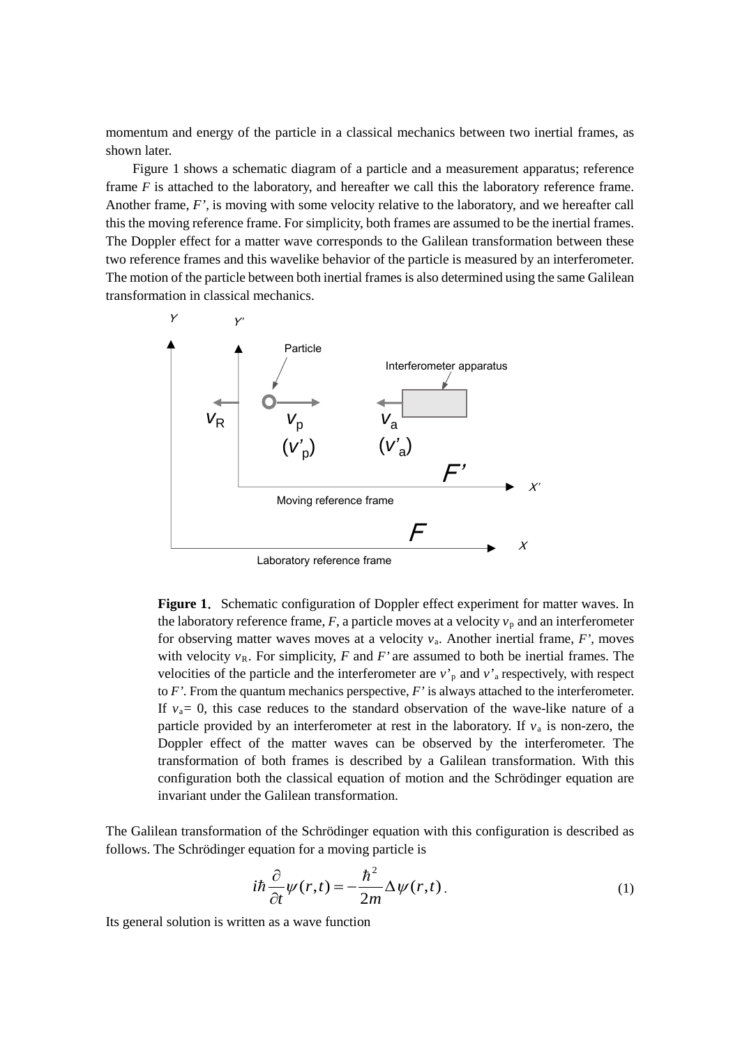momentum and energy of the particle in a classical mechanics between two inertial frames, as shown later.

Figure 1 shows a schematic diagram of a particle and a measurement apparatus; reference frame $F$ is attached to the laboratory, and hereafter we call this the laboratory reference frame. Another frame, $F'$, is moving with some velocity relative to the laboratory, and we hereafter call this the moving reference frame. For simplicity, both frames are assumed to be the inertial frames. The Doppler effect for a matter wave corresponds to the Galilean transformation between these two reference frames and this wavelike behavior of the particle is measured by an interferometer. The motion of the particle between both inertial frames is also determined using the same Galilean transformation in classical mechanics.

**Figure 1.** Schematic configuration of Doppler effect experiment for matter waves. In the laboratory reference frame, $F$, a particle moves at a velocity $v_p$ and an interferometer for observing matter waves moves at a velocity $v_a$. Another inertial frame, $F'$, moves with velocity $v_R$. For simplicity, $F$ and $F'$ are assumed to both be inertial frames. The velocities of the particle and the interferometer are $v'_p$ and $v'_a$ respectively, with respect to $F'$. From the quantum mechanics perspective, $F'$ is always attached to the interferometer. If $v_a = 0$, this case reduces to the standard observation of the wave-like nature of a particle provided by an interferometer at rest in the laboratory. If $v_a$ is non-zero, the Doppler effect of the matter waves can be observed by the interferometer. The transformation of both frames is described by a Galilean transformation. With this configuration both the classical equation of motion and the Schrödinger equation are invariant under the Galilean transformation.

The Galilean transformation of the Schrödinger equation with this configuration is described as follows. The Schrödinger equation for a moving particle is

$$i\hbar \frac{\partial}{\partial t}\psi(r,t) = -\frac{\hbar^2}{2m}\Delta\psi(r,t) \, . \tag{1}$$

Its general solution is written as a wave function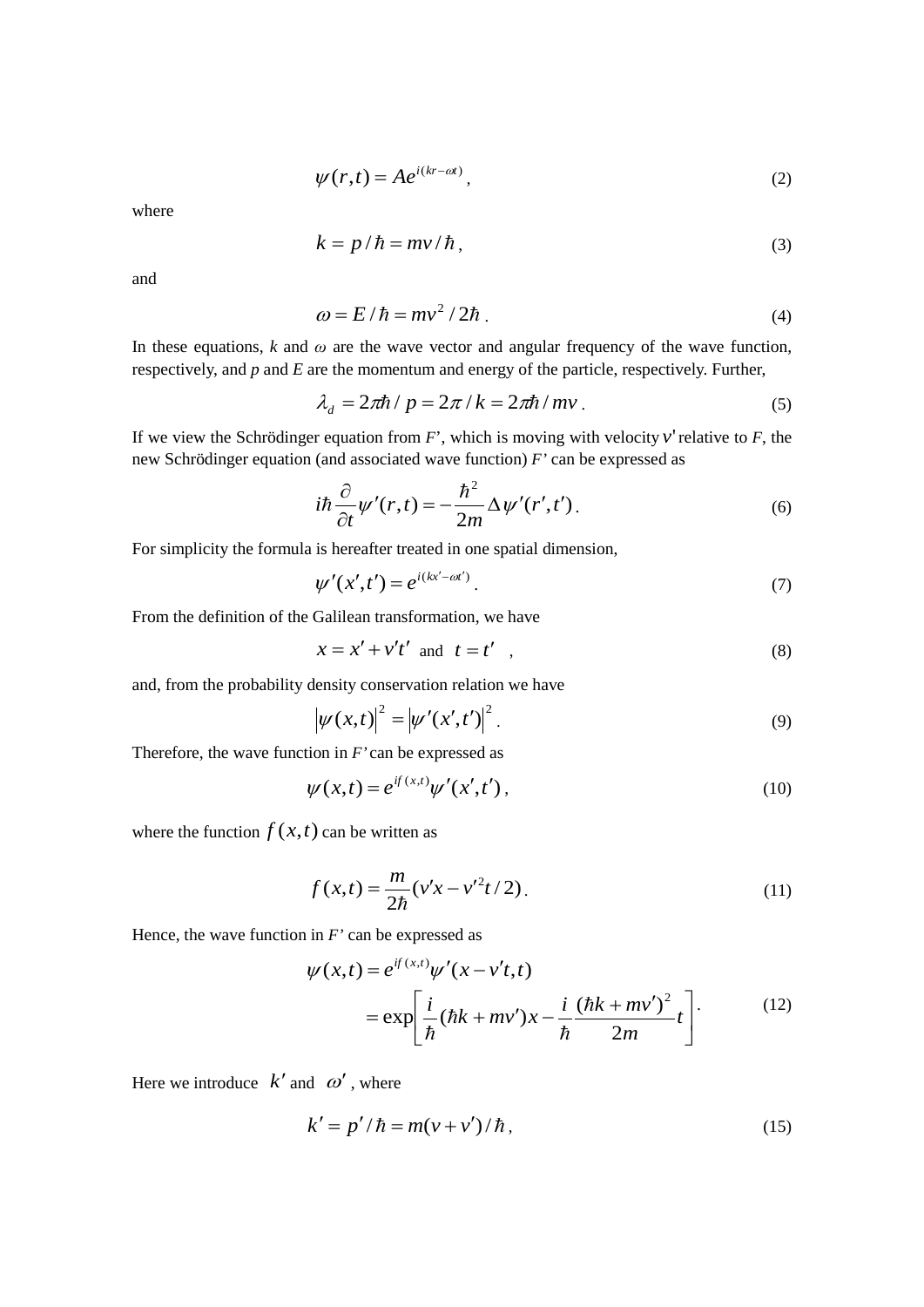$$\psi(r,t) = Ae^{i(kr-\omega t)}, \tag{2}$$

where

$$k = p/\hbar = mv/\hbar, \tag{3}$$

and

$$\omega = E/\hbar = mv^2/2\hbar. \tag{4}$$

In these equations, $k$ and $\omega$ are the wave vector and angular frequency of the wave function, respectively, and $p$ and $E$ are the momentum and energy of the particle, respectively. Further,

$$\lambda_d = 2\pi\hbar/p = 2\pi/k = 2\pi\hbar/mv. \tag{5}$$

If we view the Schrödinger equation from $F$', which is moving with velocity $v'$ relative to $F$, the new Schrödinger equation (and associated wave function) $F'$ can be expressed as

$$i\hbar\frac{\partial}{\partial t}\psi'(r,t) = -\frac{\hbar^2}{2m}\Delta\psi'(r',t'). \tag{6}$$

For simplicity the formula is hereafter treated in one spatial dimension,

$$\psi'(x',t') = e^{i(kx'-\omega t')}. \tag{7}$$

From the definition of the Galilean transformation, we have

$$x = x' + v't' \text{ and } t = t', \tag{8}$$

and, from the probability density conservation relation we have

$$\left|\psi(x,t)\right|^2 = \left|\psi'(x',t')\right|^2. \tag{9}$$

Therefore, the wave function in $F'$ can be expressed as

$$\psi(x,t) = e^{if(x,t)}\psi'(x',t'), \tag{10}$$

where the function $f(x,t)$ can be written as

$$f(x,t) = \frac{m}{2\hbar}(v'x - v'^2t/2). \tag{11}$$

Hence, the wave function in $F'$ can be expressed as

$$\begin{aligned}\psi(x,t) &= e^{if(x,t)}\psi'(x - v't, t) \\ &= \exp\left[\frac{i}{\hbar}(\hbar k + mv')x - \frac{i}{\hbar}\frac{(\hbar k + mv')^2}{2m}t\right].\end{aligned} \tag{12}$$

Here we introduce $k'$ and $\omega'$, where

$$k' = p'/\hbar = m(v+v')/\hbar, \tag{15}$$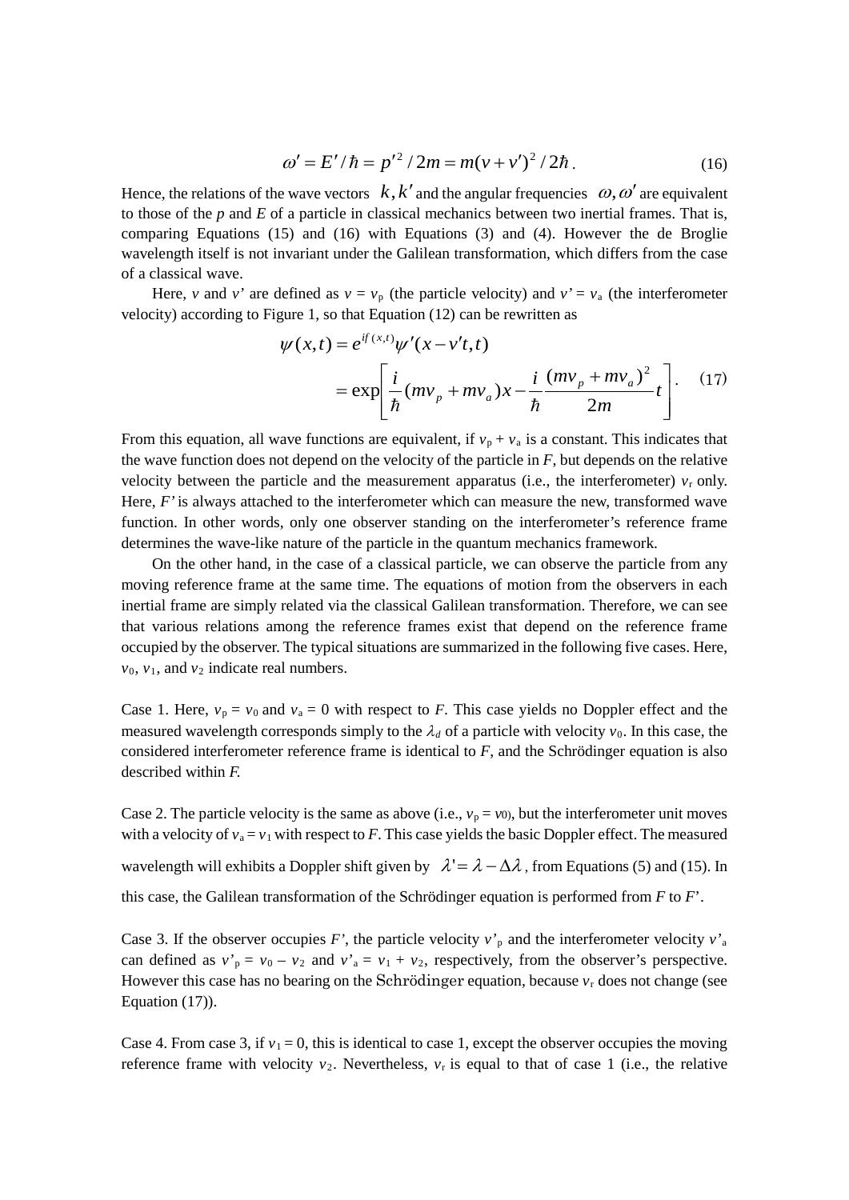$$\omega' = E'/\hbar = p'^2/2m = m(v+v')^2/2\hbar\,. \tag{16}$$

Hence, the relations of the wave vectors $k, k'$ and the angular frequencies $\omega, \omega'$ are equivalent to those of the $p$ and $E$ of a particle in classical mechanics between two inertial frames. That is, comparing Equations (15) and (16) with Equations (3) and (4). However the de Broglie wavelength itself is not invariant under the Galilean transformation, which differs from the case of a classical wave.

Here, $v$ and $v'$ are defined as $v = v_p$ (the particle velocity) and $v' = v_a$ (the interferometer velocity) according to Figure 1, so that Equation (12) can be rewritten as

$$\begin{aligned}\psi(x,t) &= e^{if(x,t)}\psi'(x - v't, t) \\ &= \exp\left[\frac{i}{\hbar}(mv_p + mv_a)x - \frac{i}{\hbar}\frac{(mv_p + mv_a)^2}{2m}t\right].\end{aligned} \tag{17}$$

From this equation, all wave functions are equivalent, if $v_p + v_a$ is a constant. This indicates that the wave function does not depend on the velocity of the particle in *F*, but depends on the relative velocity between the particle and the measurement apparatus (i.e., the interferometer) $v_r$ only. Here, *F'* is always attached to the interferometer which can measure the new, transformed wave function. In other words, only one observer standing on the interferometer's reference frame determines the wave-like nature of the particle in the quantum mechanics framework.

On the other hand, in the case of a classical particle, we can observe the particle from any moving reference frame at the same time. The equations of motion from the observers in each inertial frame are simply related via the classical Galilean transformation. Therefore, we can see that various relations among the reference frames exist that depend on the reference frame occupied by the observer. The typical situations are summarized in the following five cases. Here, $v_0$, $v_1$, and $v_2$ indicate real numbers.

Case 1. Here, $v_p = v_0$ and $v_a = 0$ with respect to *F*. This case yields no Doppler effect and the measured wavelength corresponds simply to the $\lambda_d$ of a particle with velocity $v_0$. In this case, the considered interferometer reference frame is identical to *F*, and the Schrödinger equation is also described within *F.*

Case 2. The particle velocity is the same as above (i.e., $v_p = v_0$), but the interferometer unit moves with a velocity of $v_a = v_1$ with respect to *F*. This case yields the basic Doppler effect. The measured wavelength will exhibits a Doppler shift given by $\lambda' = \lambda - \Delta\lambda$, from Equations (5) and (15). In this case, the Galilean transformation of the Schrödinger equation is performed from *F* to *F*'.

Case 3. If the observer occupies *F*', the particle velocity $v'_p$ and the interferometer velocity $v'_a$ can defined as $v'_p = v_0 - v_2$ and $v'_a = v_1 + v_2$, respectively, from the observer's perspective. However this case has no bearing on the Schrödinger equation, because $v_r$ does not change (see Equation (17)).

Case 4. From case 3, if $v_1 = 0$, this is identical to case 1, except the observer occupies the moving reference frame with velocity $v_2$. Nevertheless, $v_r$ is equal to that of case 1 (i.e., the relative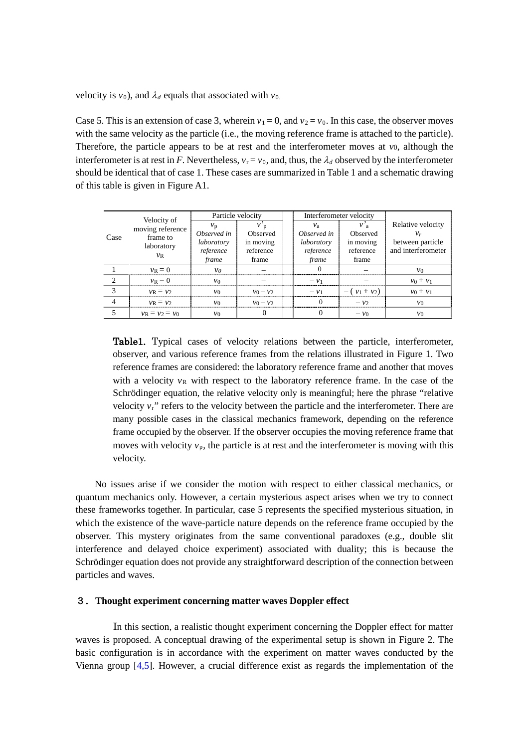velocity is $v_0$), and $\lambda_d$ equals that associated with $v_0$.

Case 5. This is an extension of case 3, wherein $v_1 = 0$, and $v_2 = v_0$. In this case, the observer moves with the same velocity as the particle (i.e., the moving reference frame is attached to the particle). Therefore, the particle appears to be at rest and the interferometer moves at $v_0$, although the interferometer is at rest in $F$. Nevertheless, $v_r = v_0$, and, thus, the $\lambda_d$ observed by the interferometer should be identical that of case 1. These cases are summarized in Table 1 and a schematic drawing of this table is given in Figure A1.

| Case | Velocity of moving reference frame to laboratory $v_R$ | Particle velocity $v_p$ *Observed in laboratory reference frame* | $v'_p$ Observed in moving reference frame | Interferometer velocity $v_a$ *Observed in laboratory reference frame* | $v'_a$ Observed in moving reference frame | Relative velocity $v_r$ between particle and interferometer |
|---|---|---|---|---|---|---|
| 1 | $v_R = 0$ | $v_0$ | – | 0 | – | $v_0$ |
| 2 | $v_R = 0$ | $v_0$ | – | $-v_1$ | – | $v_0 + v_1$ |
| 3 | $v_R = v_2$ | $v_0$ | $v_0 - v_2$ | $-v_1$ | $-(v_1 + v_2)$ | $v_0 + v_1$ |
| 4 | $v_R = v_2$ | $v_0$ | $v_0 - v_2$ | 0 | $-v_2$ | $v_0$ |
| 5 | $v_R = v_2 = v_0$ | $v_0$ | 0 | 0 | $-v_0$ | $v_0$ |

**Table1.** Typical cases of velocity relations between the particle, interferometer, observer, and various reference frames from the relations illustrated in Figure 1. Two reference frames are considered: the laboratory reference frame and another that moves with a velocity $v_R$ with respect to the laboratory reference frame. In the case of the Schrödinger equation, the relative velocity only is meaningful; here the phrase "relative velocity $v_r$" refers to the velocity between the particle and the interferometer. There are many possible cases in the classical mechanics framework, depending on the reference frame occupied by the observer. If the observer occupies the moving reference frame that moves with velocity $v_p$, the particle is at rest and the interferometer is moving with this velocity.

No issues arise if we consider the motion with respect to either classical mechanics, or quantum mechanics only. However, a certain mysterious aspect arises when we try to connect these frameworks together. In particular, case 5 represents the specified mysterious situation, in which the existence of the wave-particle nature depends on the reference frame occupied by the observer. This mystery originates from the same conventional paradoxes (e.g., double slit interference and delayed choice experiment) associated with duality; this is because the Schrödinger equation does not provide any straightforward description of the connection between particles and waves.

## 3. Thought experiment concerning matter waves Doppler effect

In this section, a realistic thought experiment concerning the Doppler effect for matter waves is proposed. A conceptual drawing of the experimental setup is shown in Figure 2. The basic configuration is in accordance with the experiment on matter waves conducted by the Vienna group [4,5]. However, a crucial difference exist as regards the implementation of the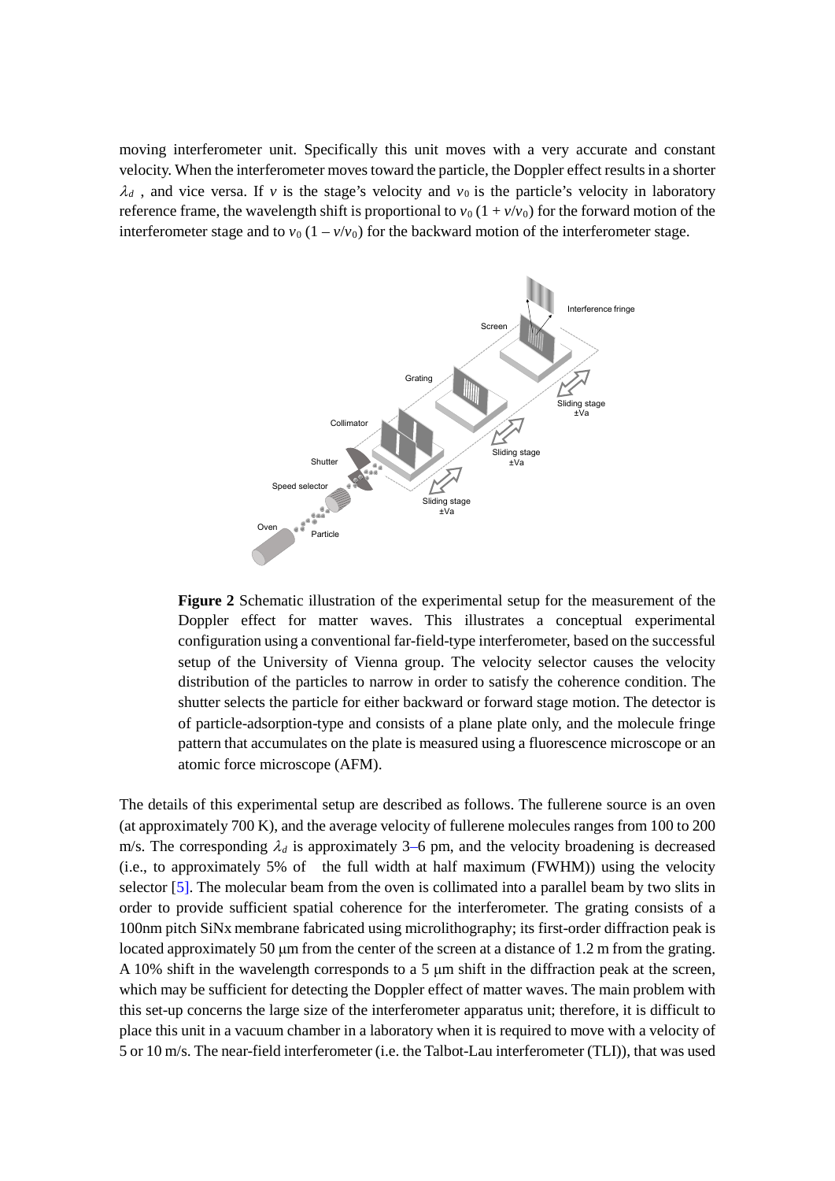moving interferometer unit. Specifically this unit moves with a very accurate and constant velocity. When the interferometer moves toward the particle, the Doppler effect results in a shorter $\lambda_d$ , and vice versa. If $v$ is the stage's velocity and $v_0$ is the particle's velocity in laboratory reference frame, the wavelength shift is proportional to $v_0\,(1 + v/v_0)$ for the forward motion of the interferometer stage and to $v_0\,(1 - v/v_0)$ for the backward motion of the interferometer stage.

**Figure 2** Schematic illustration of the experimental setup for the measurement of the Doppler effect for matter waves. This illustrates a conceptual experimental configuration using a conventional far-field-type interferometer, based on the successful setup of the University of Vienna group. The velocity selector causes the velocity distribution of the particles to narrow in order to satisfy the coherence condition. The shutter selects the particle for either backward or forward stage motion. The detector is of particle-adsorption-type and consists of a plane plate only, and the molecule fringe pattern that accumulates on the plate is measured using a fluorescence microscope or an atomic force microscope (AFM).

The details of this experimental setup are described as follows. The fullerene source is an oven (at approximately 700 K), and the average velocity of fullerene molecules ranges from 100 to 200 m/s. The corresponding $\lambda_d$ is approximately 3–6 pm, and the velocity broadening is decreased (i.e., to approximately 5% of the full width at half maximum (FWHM)) using the velocity selector [5]. The molecular beam from the oven is collimated into a parallel beam by two slits in order to provide sufficient spatial coherence for the interferometer. The grating consists of a 100nm pitch SiNx membrane fabricated using microlithography; its first-order diffraction peak is located approximately 50 μm from the center of the screen at a distance of 1.2 m from the grating. A 10% shift in the wavelength corresponds to a 5 μm shift in the diffraction peak at the screen, which may be sufficient for detecting the Doppler effect of matter waves. The main problem with this set-up concerns the large size of the interferometer apparatus unit; therefore, it is difficult to place this unit in a vacuum chamber in a laboratory when it is required to move with a velocity of 5 or 10 m/s. The near-field interferometer (i.e. the Talbot-Lau interferometer (TLI)), that was used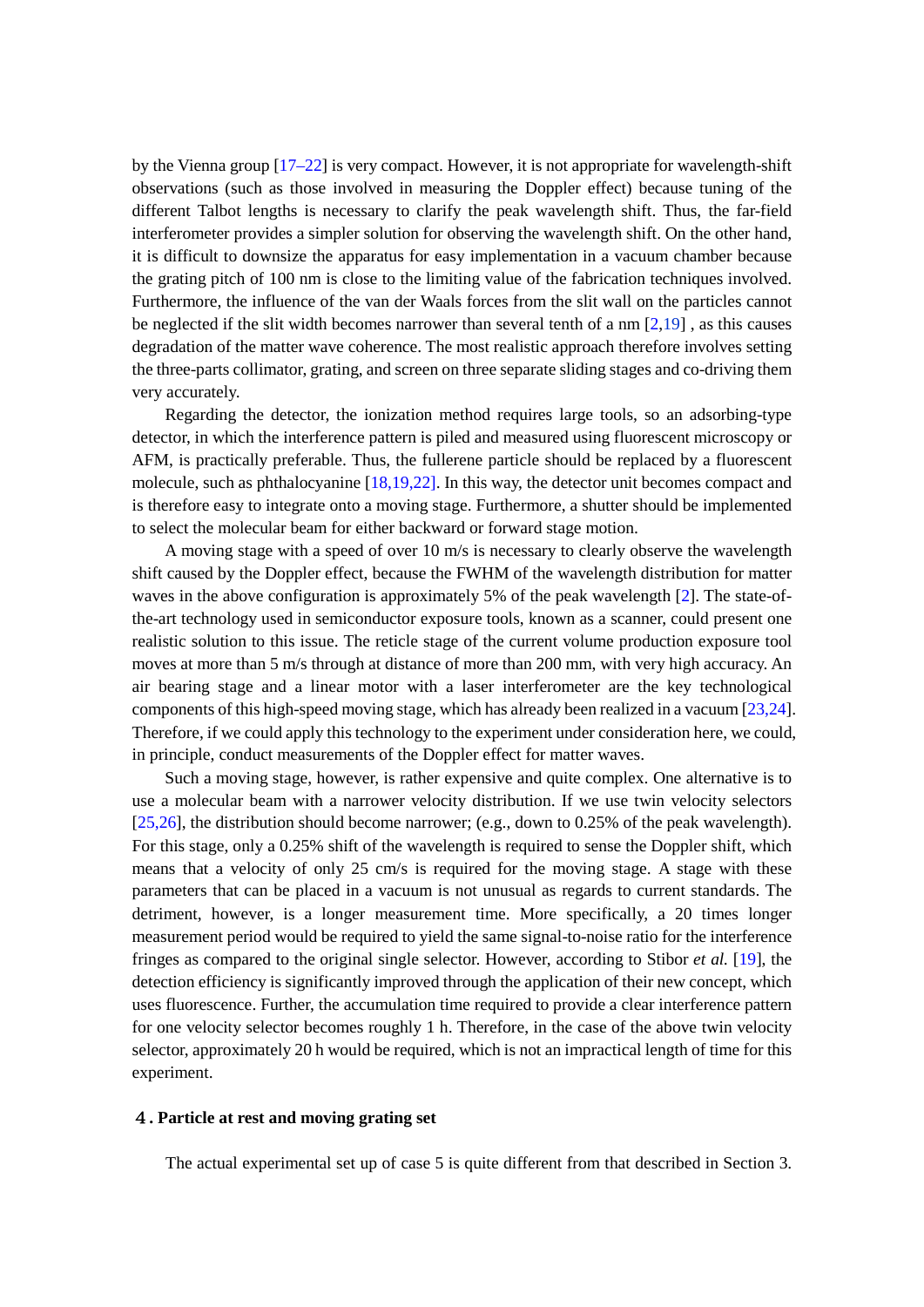by the Vienna group [17–22] is very compact. However, it is not appropriate for wavelength-shift observations (such as those involved in measuring the Doppler effect) because tuning of the different Talbot lengths is necessary to clarify the peak wavelength shift. Thus, the far-field interferometer provides a simpler solution for observing the wavelength shift. On the other hand, it is difficult to downsize the apparatus for easy implementation in a vacuum chamber because the grating pitch of 100 nm is close to the limiting value of the fabrication techniques involved. Furthermore, the influence of the van der Waals forces from the slit wall on the particles cannot be neglected if the slit width becomes narrower than several tenth of a nm [2,19] , as this causes degradation of the matter wave coherence. The most realistic approach therefore involves setting the three-parts collimator, grating, and screen on three separate sliding stages and co-driving them very accurately.

Regarding the detector, the ionization method requires large tools, so an adsorbing-type detector, in which the interference pattern is piled and measured using fluorescent microscopy or AFM, is practically preferable. Thus, the fullerene particle should be replaced by a fluorescent molecule, such as phthalocyanine [18,19,22]. In this way, the detector unit becomes compact and is therefore easy to integrate onto a moving stage. Furthermore, a shutter should be implemented to select the molecular beam for either backward or forward stage motion.

A moving stage with a speed of over 10 m/s is necessary to clearly observe the wavelength shift caused by the Doppler effect, because the FWHM of the wavelength distribution for matter waves in the above configuration is approximately 5% of the peak wavelength [2]. The state-of-the-art technology used in semiconductor exposure tools, known as a scanner, could present one realistic solution to this issue. The reticle stage of the current volume production exposure tool moves at more than 5 m/s through at distance of more than 200 mm, with very high accuracy. An air bearing stage and a linear motor with a laser interferometer are the key technological components of this high-speed moving stage, which has already been realized in a vacuum [23,24]. Therefore, if we could apply this technology to the experiment under consideration here, we could, in principle, conduct measurements of the Doppler effect for matter waves.

Such a moving stage, however, is rather expensive and quite complex. One alternative is to use a molecular beam with a narrower velocity distribution. If we use twin velocity selectors [25,26], the distribution should become narrower; (e.g., down to 0.25% of the peak wavelength). For this stage, only a 0.25% shift of the wavelength is required to sense the Doppler shift, which means that a velocity of only 25 cm/s is required for the moving stage. A stage with these parameters that can be placed in a vacuum is not unusual as regards to current standards. The detriment, however, is a longer measurement time. More specifically, a 20 times longer measurement period would be required to yield the same signal-to-noise ratio for the interference fringes as compared to the original single selector. However, according to Stibor *et al.* [19], the detection efficiency is significantly improved through the application of their new concept, which uses fluorescence. Further, the accumulation time required to provide a clear interference pattern for one velocity selector becomes roughly 1 h. Therefore, in the case of the above twin velocity selector, approximately 20 h would be required, which is not an impractical length of time for this experiment.

## 4. Particle at rest and moving grating set

The actual experimental set up of case 5 is quite different from that described in Section 3.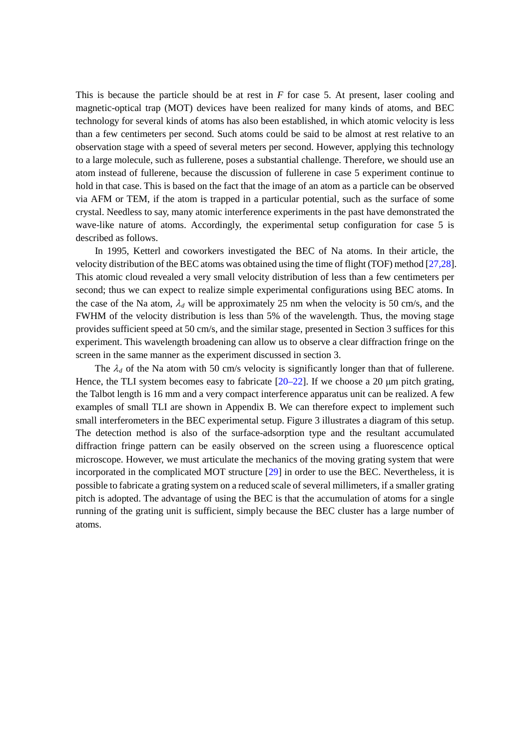This is because the particle should be at rest in $F$ for case 5. At present, laser cooling and magnetic-optical trap (MOT) devices have been realized for many kinds of atoms, and BEC technology for several kinds of atoms has also been established, in which atomic velocity is less than a few centimeters per second. Such atoms could be said to be almost at rest relative to an observation stage with a speed of several meters per second. However, applying this technology to a large molecule, such as fullerene, poses a substantial challenge. Therefore, we should use an atom instead of fullerene, because the discussion of fullerene in case 5 experiment continue to hold in that case. This is based on the fact that the image of an atom as a particle can be observed via AFM or TEM, if the atom is trapped in a particular potential, such as the surface of some crystal. Needless to say, many atomic interference experiments in the past have demonstrated the wave-like nature of atoms. Accordingly, the experimental setup configuration for case 5 is described as follows.

In 1995, Ketterl and coworkers investigated the BEC of Na atoms. In their article, the velocity distribution of the BEC atoms was obtained using the time of flight (TOF) method [27,28]. This atomic cloud revealed a very small velocity distribution of less than a few centimeters per second; thus we can expect to realize simple experimental configurations using BEC atoms. In the case of the Na atom, $\lambda_d$ will be approximately 25 nm when the velocity is 50 cm/s, and the FWHM of the velocity distribution is less than 5% of the wavelength. Thus, the moving stage provides sufficient speed at 50 cm/s, and the similar stage, presented in Section 3 suffices for this experiment. This wavelength broadening can allow us to observe a clear diffraction fringe on the screen in the same manner as the experiment discussed in section 3.

The $\lambda_d$ of the Na atom with 50 cm/s velocity is significantly longer than that of fullerene. Hence, the TLI system becomes easy to fabricate [20–22]. If we choose a 20 μm pitch grating, the Talbot length is 16 mm and a very compact interference apparatus unit can be realized. A few examples of small TLI are shown in Appendix B. We can therefore expect to implement such small interferometers in the BEC experimental setup. Figure 3 illustrates a diagram of this setup. The detection method is also of the surface-adsorption type and the resultant accumulated diffraction fringe pattern can be easily observed on the screen using a fluorescence optical microscope. However, we must articulate the mechanics of the moving grating system that were incorporated in the complicated MOT structure [29] in order to use the BEC. Nevertheless, it is possible to fabricate a grating system on a reduced scale of several millimeters, if a smaller grating pitch is adopted. The advantage of using the BEC is that the accumulation of atoms for a single running of the grating unit is sufficient, simply because the BEC cluster has a large number of atoms.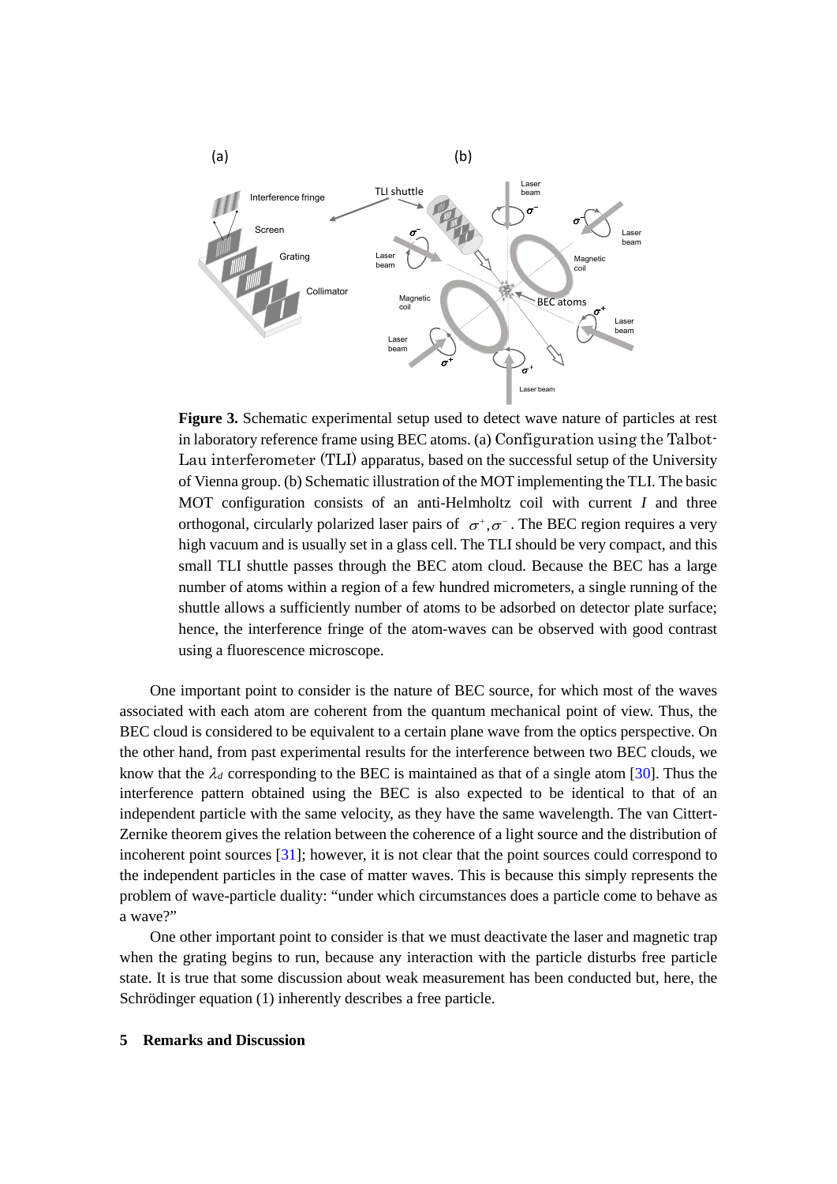**Figure 3.** Schematic experimental setup used to detect wave nature of particles at rest in laboratory reference frame using BEC atoms. (a) Configuration using the Talbot-Lau interferometer (TLI) apparatus, based on the successful setup of the University of Vienna group. (b) Schematic illustration of the MOT implementing the TLI. The basic MOT configuration consists of an anti-Helmholtz coil with current *I* and three orthogonal, circularly polarized laser pairs of $\sigma^{+}, \sigma^{-}$. The BEC region requires a very high vacuum and is usually set in a glass cell. The TLI should be very compact, and this small TLI shuttle passes through the BEC atom cloud. Because the BEC has a large number of atoms within a region of a few hundred micrometers, a single running of the shuttle allows a sufficiently number of atoms to be adsorbed on detector plate surface; hence, the interference fringe of the atom-waves can be observed with good contrast using a fluorescence microscope.

One important point to consider is the nature of BEC source, for which most of the waves associated with each atom are coherent from the quantum mechanical point of view. Thus, the BEC cloud is considered to be equivalent to a certain plane wave from the optics perspective. On the other hand, from past experimental results for the interference between two BEC clouds, we know that the $\lambda_d$ corresponding to the BEC is maintained as that of a single atom [30]. Thus the interference pattern obtained using the BEC is also expected to be identical to that of an independent particle with the same velocity, as they have the same wavelength. The van Cittert-Zernike theorem gives the relation between the coherence of a light source and the distribution of incoherent point sources [31]; however, it is not clear that the point sources could correspond to the independent particles in the case of matter waves. This is because this simply represents the problem of wave-particle duality: "under which circumstances does a particle come to behave as a wave?"

One other important point to consider is that we must deactivate the laser and magnetic trap when the grating begins to run, because any interaction with the particle disturbs free particle state. It is true that some discussion about weak measurement has been conducted but, here, the Schrödinger equation (1) inherently describes a free particle.

## 5 Remarks and Discussion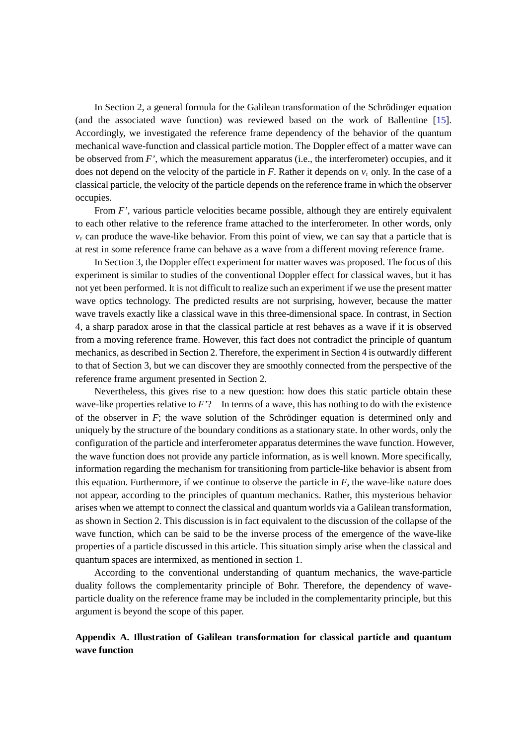In Section 2, a general formula for the Galilean transformation of the Schrödinger equation (and the associated wave function) was reviewed based on the work of Ballentine [15]. Accordingly, we investigated the reference frame dependency of the behavior of the quantum mechanical wave-function and classical particle motion. The Doppler effect of a matter wave can be observed from *F'*, which the measurement apparatus (i.e., the interferometer) occupies, and it does not depend on the velocity of the particle in *F*. Rather it depends on $v_r$ only. In the case of a classical particle, the velocity of the particle depends on the reference frame in which the observer occupies.

From *F'*, various particle velocities became possible, although they are entirely equivalent to each other relative to the reference frame attached to the interferometer. In other words, only $v_r$ can produce the wave-like behavior. From this point of view, we can say that a particle that is at rest in some reference frame can behave as a wave from a different moving reference frame.

In Section 3, the Doppler effect experiment for matter waves was proposed. The focus of this experiment is similar to studies of the conventional Doppler effect for classical waves, but it has not yet been performed. It is not difficult to realize such an experiment if we use the present matter wave optics technology. The predicted results are not surprising, however, because the matter wave travels exactly like a classical wave in this three-dimensional space. In contrast, in Section 4, a sharp paradox arose in that the classical particle at rest behaves as a wave if it is observed from a moving reference frame. However, this fact does not contradict the principle of quantum mechanics, as described in Section 2. Therefore, the experiment in Section 4 is outwardly different to that of Section 3, but we can discover they are smoothly connected from the perspective of the reference frame argument presented in Section 2.

Nevertheless, this gives rise to a new question: how does this static particle obtain these wave-like properties relative to *F'*? In terms of a wave, this has nothing to do with the existence of the observer in *F*; the wave solution of the Schrödinger equation is determined only and uniquely by the structure of the boundary conditions as a stationary state. In other words, only the configuration of the particle and interferometer apparatus determines the wave function. However, the wave function does not provide any particle information, as is well known. More specifically, information regarding the mechanism for transitioning from particle-like behavior is absent from this equation. Furthermore, if we continue to observe the particle in *F*, the wave-like nature does not appear, according to the principles of quantum mechanics. Rather, this mysterious behavior arises when we attempt to connect the classical and quantum worlds via a Galilean transformation, as shown in Section 2. This discussion is in fact equivalent to the discussion of the collapse of the wave function, which can be said to be the inverse process of the emergence of the wave-like properties of a particle discussed in this article. This situation simply arise when the classical and quantum spaces are intermixed, as mentioned in section 1.

According to the conventional understanding of quantum mechanics, the wave-particle duality follows the complementarity principle of Bohr. Therefore, the dependency of wave-particle duality on the reference frame may be included in the complementarity principle, but this argument is beyond the scope of this paper.

## Appendix A. Illustration of Galilean transformation for classical particle and quantum wave function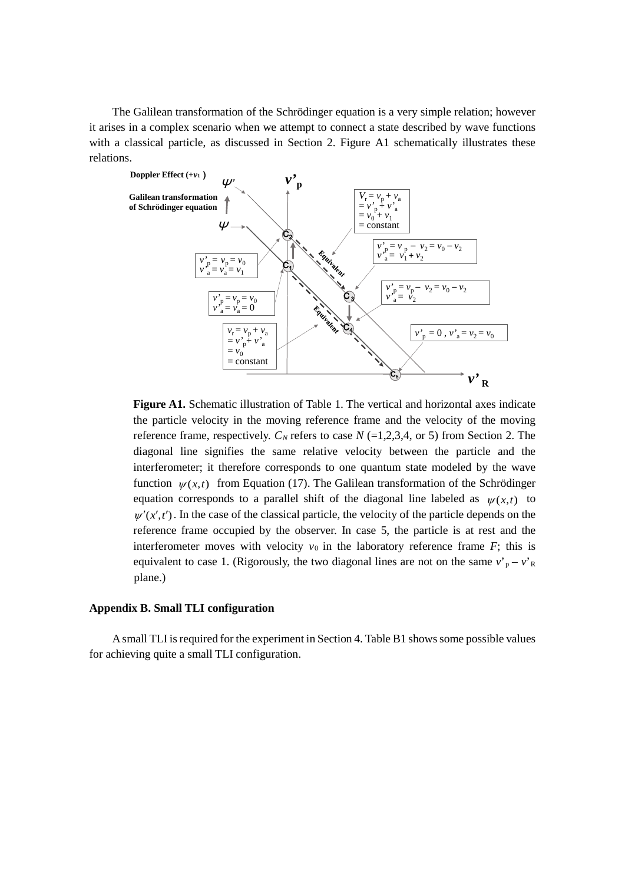The Galilean transformation of the Schrödinger equation is a very simple relation; however it arises in a complex scenario when we attempt to connect a state described by wave functions with a classical particle, as discussed in Section 2. Figure A1 schematically illustrates these relations.

**Figure A1.** Schematic illustration of Table 1. The vertical and horizontal axes indicate the particle velocity in the moving reference frame and the velocity of the moving reference frame, respectively. $C_N$ refers to case $N$ (=1,2,3,4, or 5) from Section 2. The diagonal line signifies the same relative velocity between the particle and the interferometer; it therefore corresponds to one quantum state modeled by the wave function $\psi(x,t)$ from Equation (17). The Galilean transformation of the Schrödinger equation corresponds to a parallel shift of the diagonal line labeled as $\psi(x,t)$ to $\psi'(x',t')$. In the case of the classical particle, the velocity of the particle depends on the reference frame occupied by the observer. In case 5, the particle is at rest and the interferometer moves with velocity $v_0$ in the laboratory reference frame $F$; this is equivalent to case 1. (Rigorously, the two diagonal lines are not on the same $v'_p - v'_R$ plane.)

## Appendix B. Small TLI configuration

A small TLI is required for the experiment in Section 4. Table B1 shows some possible values for achieving quite a small TLI configuration.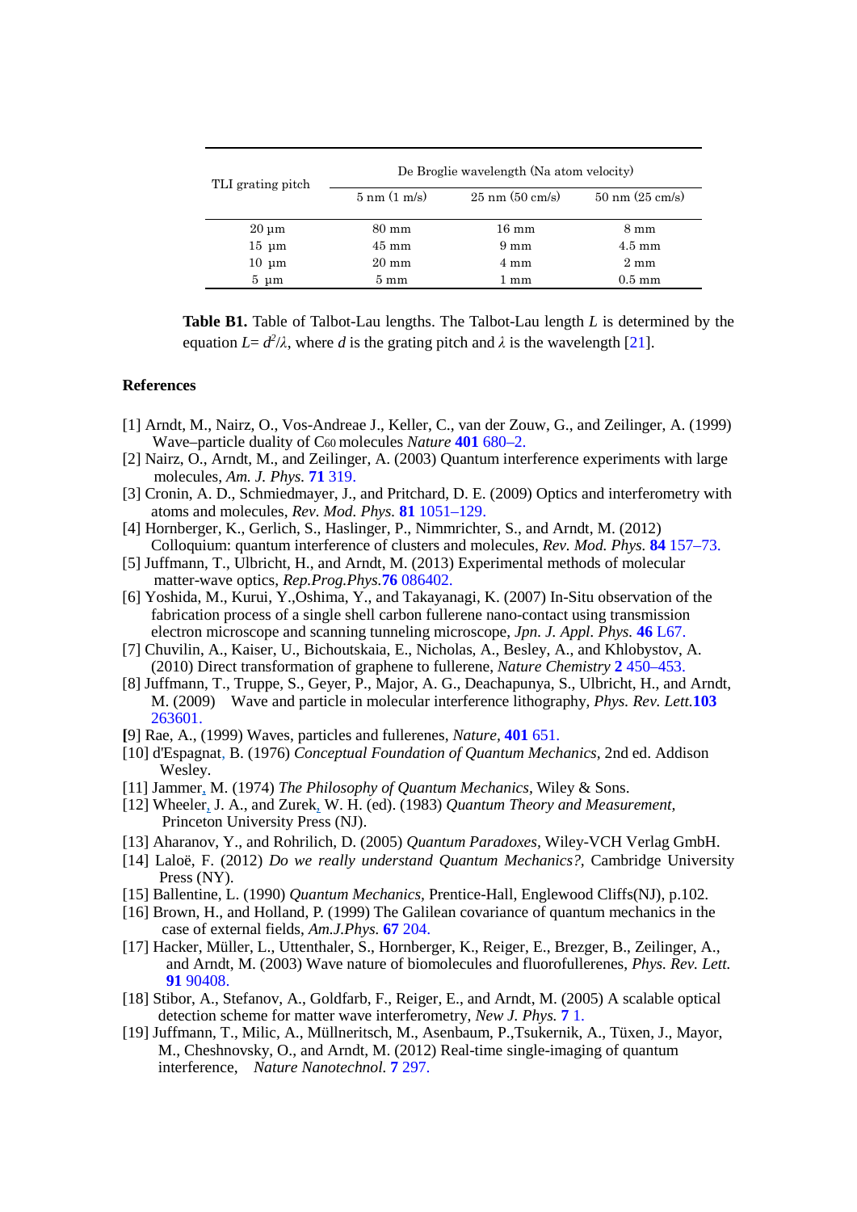| TLI grating pitch | De Broglie wavelength (Na atom velocity) | | |
|---|---|---|---|
| | 5 nm (1 m/s) | 25 nm (50 cm/s) | 50 nm (25 cm/s) |
| 20 µm | 80 mm | 16 mm | 8 mm |
| 15 µm | 45 mm | 9 mm | 4.5 mm |
| 10 µm | 20 mm | 4 mm | 2 mm |
| 5 µm | 5 mm | 1 mm | 0.5 mm |

**Table B1.** Table of Talbot-Lau lengths. The Talbot-Lau length $L$ is determined by the equation $L= d^2/\lambda$, where $d$ is the grating pitch and $\lambda$ is the wavelength [21].

## References

[1] Arndt, M., Nairz, O., Vos-Andreae J., Keller, C., van der Zouw, G., and Zeilinger, A. (1999) Wave–particle duality of $C_{60}$ molecules *Nature* **401** 680–2.

[2] Nairz, O., Arndt, M., and Zeilinger, A. (2003) Quantum interference experiments with large molecules, *Am. J. Phys.* **71** 319.

[3] Cronin, A. D., Schmiedmayer, J., and Pritchard, D. E. (2009) Optics and interferometry with atoms and molecules, *Rev. Mod. Phys.* **81** 1051–129.

[4] Hornberger, K., Gerlich, S., Haslinger, P., Nimmrichter, S., and Arndt, M. (2012) Colloquium: quantum interference of clusters and molecules, *Rev. Mod. Phys.* **84** 157–73.

[5] Juffmann, T., Ulbricht, H., and Arndt, M. (2013) Experimental methods of molecular matter-wave optics, *Rep.Prog.Phys.***76** 086402.

[6] Yoshida, M., Kurui, Y.,Oshima, Y., and Takayanagi, K. (2007) In-Situ observation of the fabrication process of a single shell carbon fullerene nano-contact using transmission electron microscope and scanning tunneling microscope, *Jpn. J. Appl. Phys.* **46** L67.

[7] Chuvilin, A., Kaiser, U., Bichoutskaia, E., Nicholas, A., Besley, A., and Khlobystov, A. (2010) Direct transformation of graphene to fullerene, *Nature Chemistry* **2** 450–453.

[8] Juffmann, T., Truppe, S., Geyer, P., Major, A. G., Deachapunya, S., Ulbricht, H., and Arndt, M. (2009) Wave and particle in molecular interference lithography, *Phys. Rev. Lett.***103** 263601.

[9] Rae, A., (1999) Waves, particles and fullerenes, *Nature*, **401** 651.

[10] d'Espagnat, B. (1976) *Conceptual Foundation of Quantum Mechanics*, 2nd ed. Addison Wesley.

[11] Jammer, M. (1974) *The Philosophy of Quantum Mechanics,* Wiley & Sons.

[12] Wheeler, J. A., and Zurek, W. H. (ed). (1983) *Quantum Theory and Measurement,* Princeton University Press (NJ).

[13] Aharanov, Y., and Rohrilich, D. (2005) *Quantum Paradoxes*, Wiley-VCH Verlag GmbH.

[14] Laloë, F. (2012) *Do we really understand Quantum Mechanics?,* Cambridge University Press (NY).

[15] Ballentine, L. (1990) *Quantum Mechanics*, Prentice-Hall, Englewood Cliffs(NJ), p.102.

[16] Brown, H., and Holland, P. (1999) The Galilean covariance of quantum mechanics in the case of external fields, *Am.J.Phys.* **67** 204.

[17] Hacker, Müller, L., Uttenthaler, S., Hornberger, K., Reiger, E., Brezger, B., Zeilinger, A., and Arndt, M. (2003) Wave nature of biomolecules and fluorofullerenes, *Phys. Rev. Lett.* **91** 90408.

[18] Stibor, A., Stefanov, A., Goldfarb, F., Reiger, E., and Arndt, M. (2005) A scalable optical detection scheme for matter wave interferometry, *New J. Phys.* **7** 1.

[19] Juffmann, T., Milic, A., Müllneritsch, M., Asenbaum, P.,Tsukernik, A., Tüxen, J., Mayor, M., Cheshnovsky, O., and Arndt, M. (2012) Real-time single-imaging of quantum interference, *Nature Nanotechnol.* **7** 297.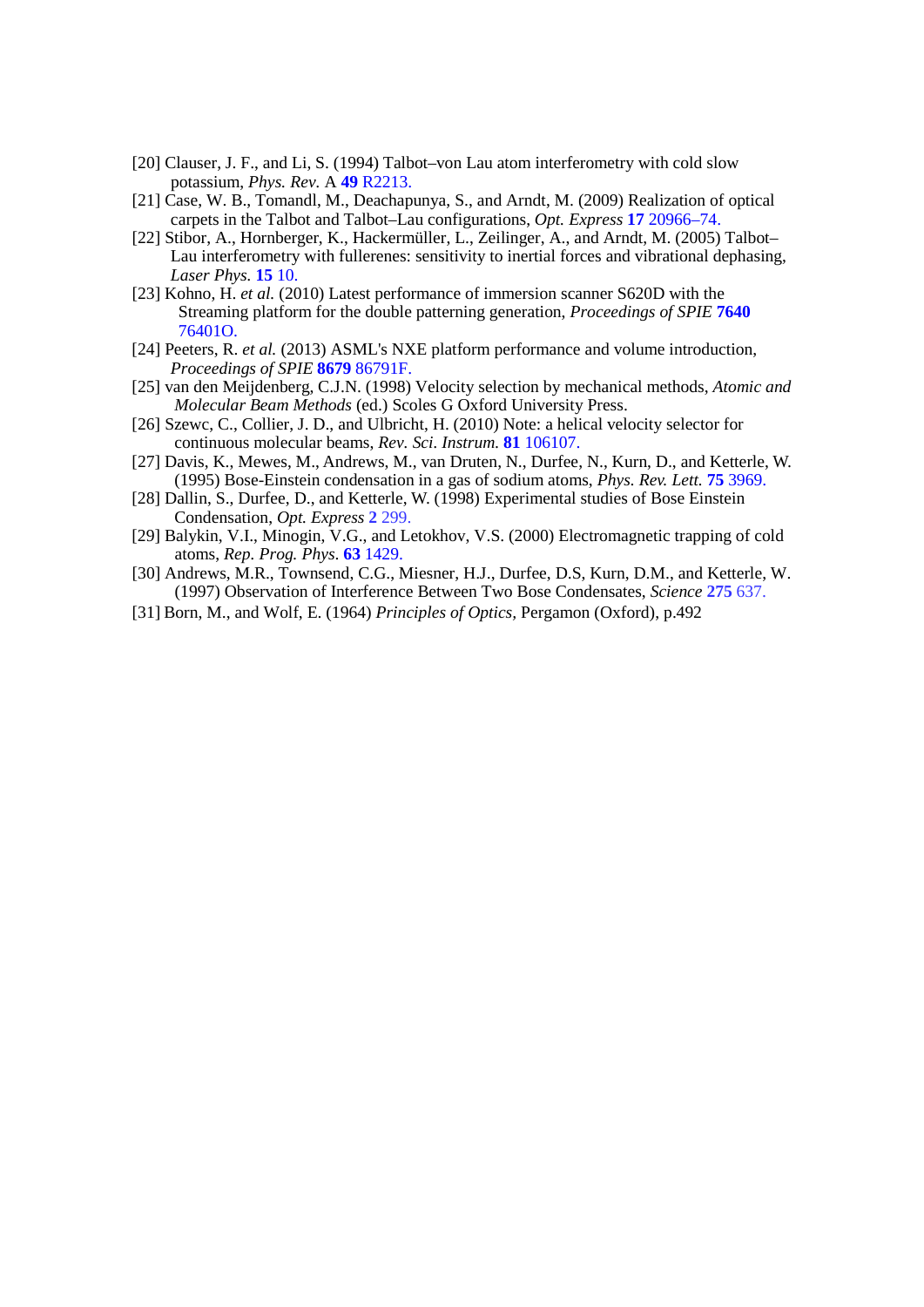[20] Clauser, J. F., and Li, S. (1994) Talbot–von Lau atom interferometry with cold slow potassium, *Phys. Rev.* A **49** R2213.

[21] Case, W. B., Tomandl, M., Deachapunya, S., and Arndt, M. (2009) Realization of optical carpets in the Talbot and Talbot–Lau configurations, *Opt. Express* **17** 20966–74.

[22] Stibor, A., Hornberger, K., Hackermüller, L., Zeilinger, A., and Arndt, M. (2005) Talbot–Lau interferometry with fullerenes: sensitivity to inertial forces and vibrational dephasing, *Laser Phys.* **15** 10.

[23] Kohno, H. *et al.* (2010) Latest performance of immersion scanner S620D with the Streaming platform for the double patterning generation, *Proceedings of SPIE* **7640** 76401O.

[24] Peeters, R. *et al.* (2013) ASML's NXE platform performance and volume introduction, *Proceedings of SPIE* **8679** 86791F.

[25] van den Meijdenberg, C.J.N. (1998) Velocity selection by mechanical methods, *Atomic and Molecular Beam Methods* (ed.) Scoles G Oxford University Press.

[26] Szewc, C., Collier, J. D., and Ulbricht, H. (2010) Note: a helical velocity selector for continuous molecular beams, *Rev. Sci. Instrum.* **81** 106107.

[27] Davis, K., Mewes, M., Andrews, M., van Druten, N., Durfee, N., Kurn, D., and Ketterle, W. (1995) Bose-Einstein condensation in a gas of sodium atoms, *Phys. Rev. Lett.* **75** 3969.

[28] Dallin, S., Durfee, D., and Ketterle, W. (1998) Experimental studies of Bose Einstein Condensation, *Opt. Express* **2** 299.

[29] Balykin, V.I., Minogin, V.G., and Letokhov, V.S. (2000) Electromagnetic trapping of cold atoms, *Rep. Prog. Phys.* **63** 1429.

[30] Andrews, M.R., Townsend, C.G., Miesner, H.J., Durfee, D.S, Kurn, D.M., and Ketterle, W. (1997) Observation of Interference Between Two Bose Condensates, *Science* **275** 637.

[31] Born, M., and Wolf, E. (1964) *Principles of Optics*, Pergamon (Oxford), p.492